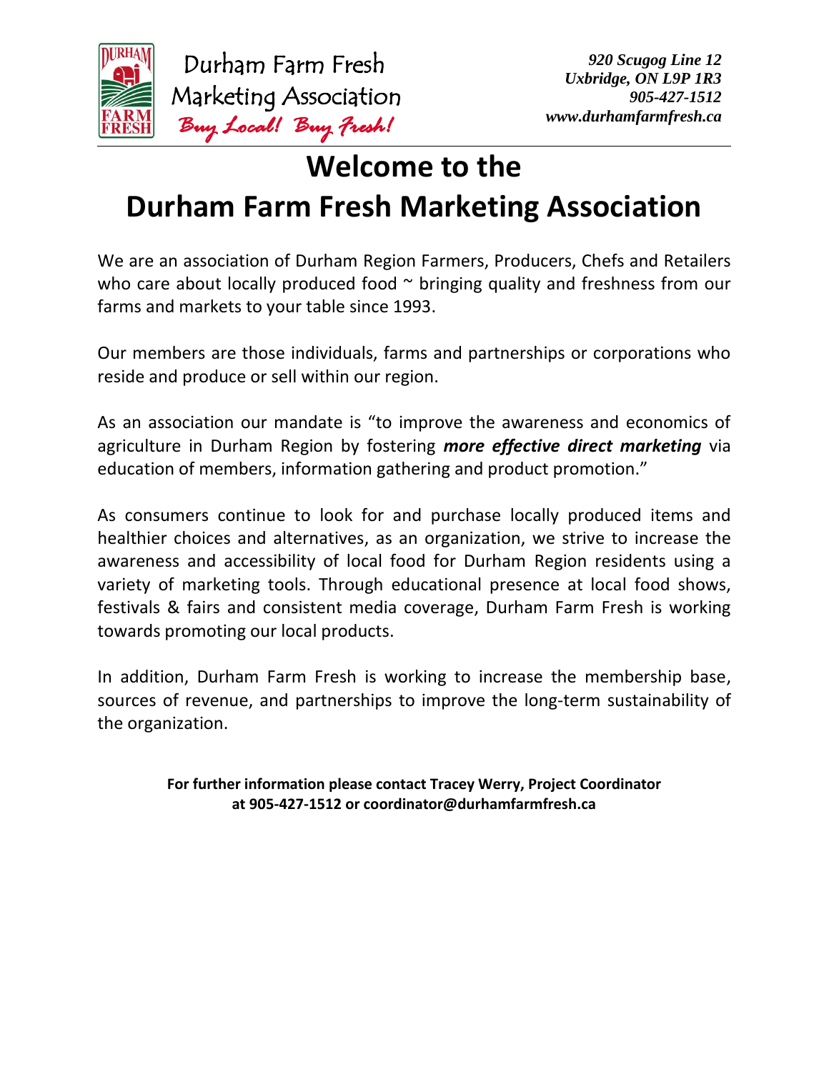Durham Farm Fresh
Marketing Association
*Buy Local! Buy Fresh!*

***920 Scugog Line 12***
***Uxbridge, ON L9P 1R3***
***905-427-1512***
***www.durhamfarmfresh.ca***

# Welcome to the
# Durham Farm Fresh Marketing Association

We are an association of Durham Region Farmers, Producers, Chefs and Retailers who care about locally produced food ~ bringing quality and freshness from our farms and markets to your table since 1993.

Our members are those individuals, farms and partnerships or corporations who reside and produce or sell within our region.

As an association our mandate is "to improve the awareness and economics of agriculture in Durham Region by fostering ***more effective direct marketing*** via education of members, information gathering and product promotion."

As consumers continue to look for and purchase locally produced items and healthier choices and alternatives, as an organization, we strive to increase the awareness and accessibility of local food for Durham Region residents using a variety of marketing tools. Through educational presence at local food shows, festivals & fairs and consistent media coverage, Durham Farm Fresh is working towards promoting our local products.

In addition, Durham Farm Fresh is working to increase the membership base, sources of revenue, and partnerships to improve the long-term sustainability of the organization.

**For further information please contact Tracey Werry, Project Coordinator at 905-427-1512 or coordinator@durhamfarmfresh.ca**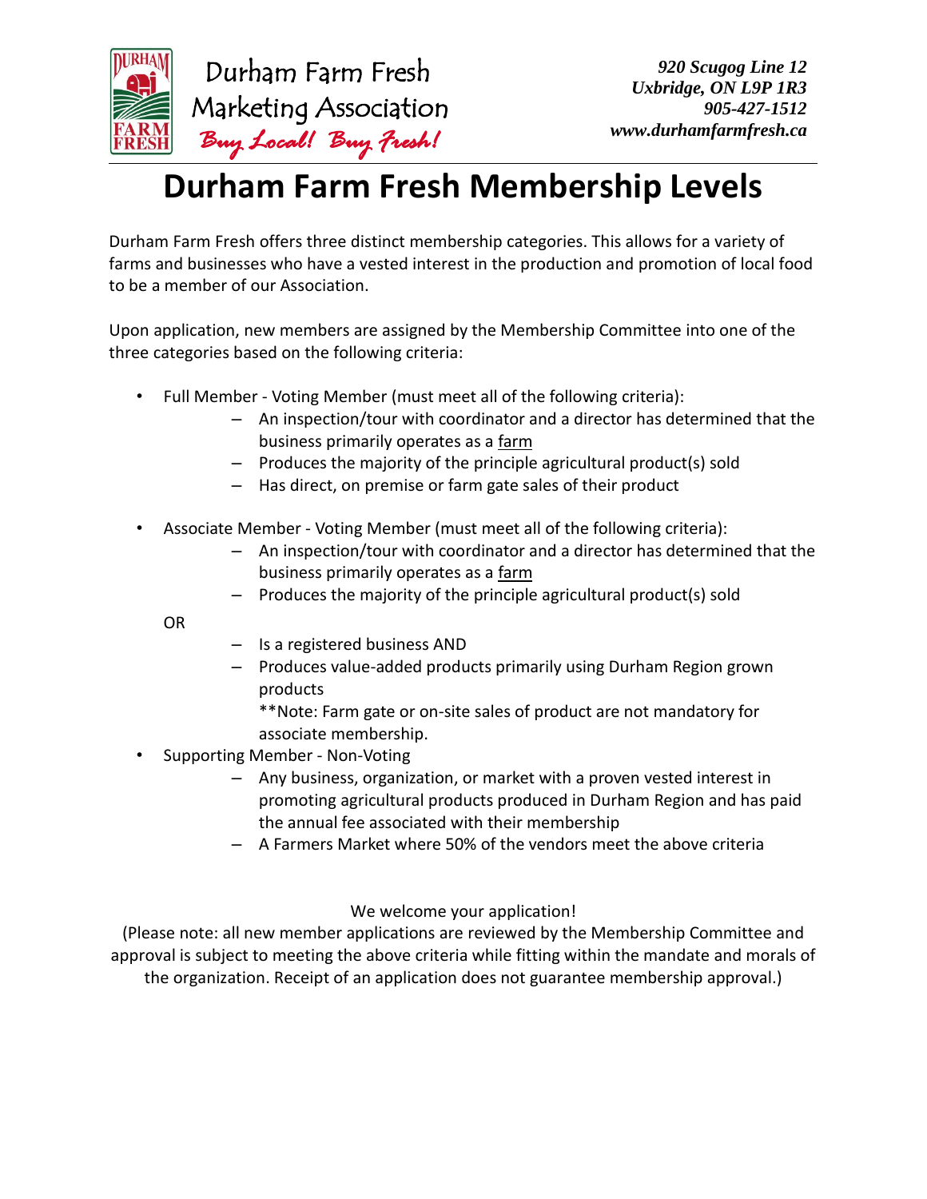Durham Farm Fresh Marketing Association

*Buy Local! Buy Fresh!*

***920 Scugog Line 12***
***Uxbridge, ON L9P 1R3***
***905-427-1512***
***www.durhamfarmfresh.ca***

# Durham Farm Fresh Membership Levels

Durham Farm Fresh offers three distinct membership categories. This allows for a variety of farms and businesses who have a vested interest in the production and promotion of local food to be a member of our Association.

Upon application, new members are assigned by the Membership Committee into one of the three categories based on the following criteria:

- Full Member - Voting Member (must meet all of the following criteria):
  - An inspection/tour with coordinator and a director has determined that the business primarily operates as a <u>farm</u>
  - Produces the majority of the principle agricultural product(s) sold
  - Has direct, on premise or farm gate sales of their product

- Associate Member - Voting Member (must meet all of the following criteria):
  - An inspection/tour with coordinator and a director has determined that the business primarily operates as a <u>farm</u>
  - Produces the majority of the principle agricultural product(s) sold

  OR

  - Is a registered business AND
  - Produces value-added products primarily using Durham Region grown products

    **Note: Farm gate or on-site sales of product are not mandatory for associate membership.
- Supporting Member - Non-Voting
  - Any business, organization, or market with a proven vested interest in promoting agricultural products produced in Durham Region and has paid the annual fee associated with their membership
  - A Farmers Market where 50% of the vendors meet the above criteria

We welcome your application!

(Please note: all new member applications are reviewed by the Membership Committee and approval is subject to meeting the above criteria while fitting within the mandate and morals of the organization. Receipt of an application does not guarantee membership approval.)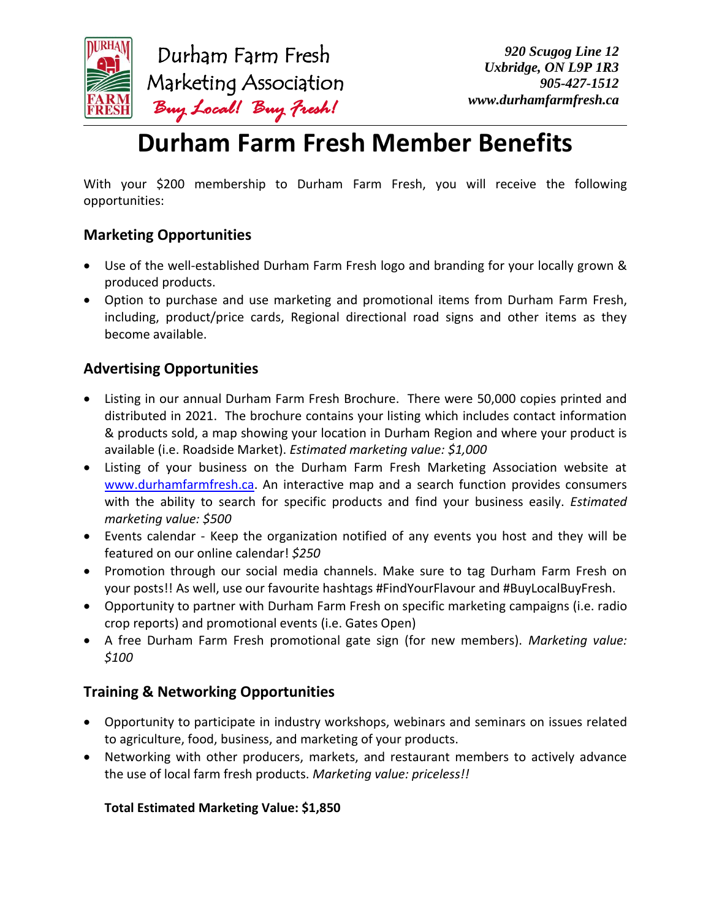Durham Farm Fresh
Marketing Association
*Buy Local! Buy Fresh!*

*920 Scugog Line 12*
*Uxbridge, ON L9P 1R3*
*905-427-1512*
*www.durhamfarmfresh.ca*

# Durham Farm Fresh Member Benefits

With your $200 membership to Durham Farm Fresh, you will receive the following opportunities:

## Marketing Opportunities

- Use of the well-established Durham Farm Fresh logo and branding for your locally grown & produced products.
- Option to purchase and use marketing and promotional items from Durham Farm Fresh, including, product/price cards, Regional directional road signs and other items as they become available.

## Advertising Opportunities

- Listing in our annual Durham Farm Fresh Brochure. There were 50,000 copies printed and distributed in 2021. The brochure contains your listing which includes contact information & products sold, a map showing your location in Durham Region and where your product is available (i.e. Roadside Market). *Estimated marketing value: $1,000*
- Listing of your business on the Durham Farm Fresh Marketing Association website at [www.durhamfarmfresh.ca](http://www.durhamfarmfresh.ca). An interactive map and a search function provides consumers with the ability to search for specific products and find your business easily. *Estimated marketing value: $500*
- Events calendar - Keep the organization notified of any events you host and they will be featured on our online calendar! *$250*
- Promotion through our social media channels. Make sure to tag Durham Farm Fresh on your posts!! As well, use our favourite hashtags #FindYourFlavour and #BuyLocalBuyFresh.
- Opportunity to partner with Durham Farm Fresh on specific marketing campaigns (i.e. radio crop reports) and promotional events (i.e. Gates Open)
- A free Durham Farm Fresh promotional gate sign (for new members). *Marketing value: $100*

## Training & Networking Opportunities

- Opportunity to participate in industry workshops, webinars and seminars on issues related to agriculture, food, business, and marketing of your products.
- Networking with other producers, markets, and restaurant members to actively advance the use of local farm fresh products. *Marketing value: priceless!!*

**Total Estimated Marketing Value: $1,850**